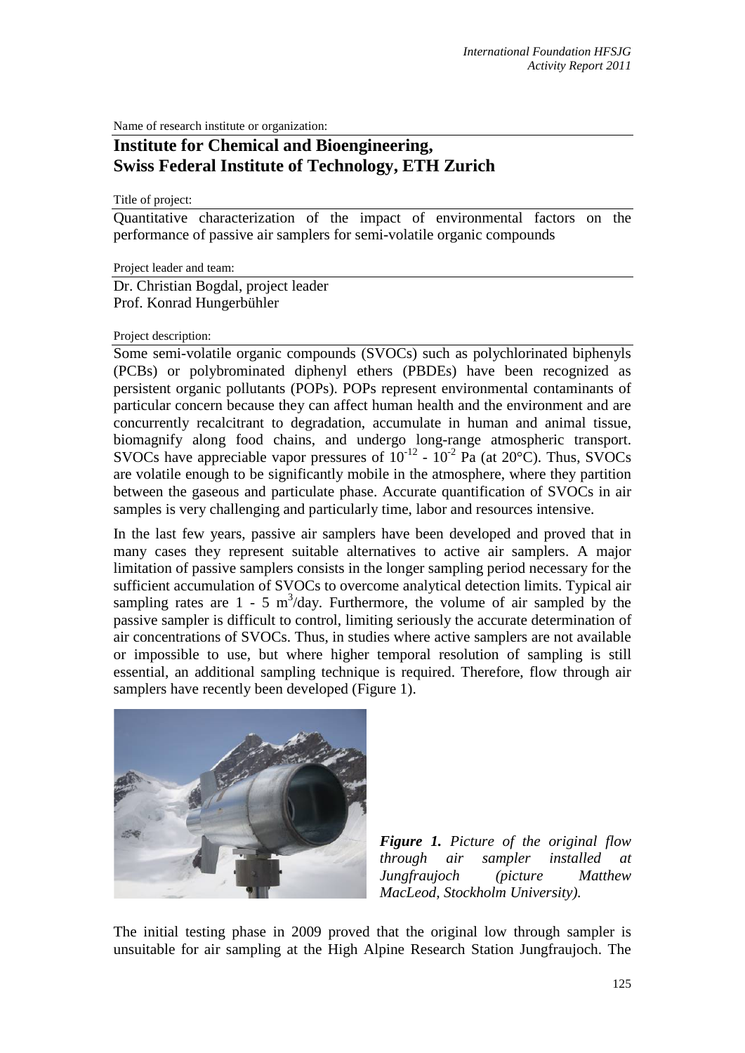Name of research institute or organization:

# Institute for Chemical and Bioengineering, Swiss Federal Institute of Technology, ETH Zurich

Title of project:

Quantitative characterization of the impact of environmental factors on the performance of passive air samplers for semi-volatile organic compounds

Project leader and team:

Dr. Christian Bogdal, project leader
Prof. Konrad Hungerbühler

Project description:

Some semi-volatile organic compounds (SVOCs) such as polychlorinated biphenyls (PCBs) or polybrominated diphenyl ethers (PBDEs) have been recognized as persistent organic pollutants (POPs). POPs represent environmental contaminants of particular concern because they can affect human health and the environment and are concurrently recalcitrant to degradation, accumulate in human and animal tissue, biomagnify along food chains, and undergo long-range atmospheric transport. SVOCs have appreciable vapor pressures of $10^{-12}$ - $10^{-2}$ Pa (at 20°C). Thus, SVOCs are volatile enough to be significantly mobile in the atmosphere, where they partition between the gaseous and particulate phase. Accurate quantification of SVOCs in air samples is very challenging and particularly time, labor and resources intensive.

In the last few years, passive air samplers have been developed and proved that in many cases they represent suitable alternatives to active air samplers. A major limitation of passive samplers consists in the longer sampling period necessary for the sufficient accumulation of SVOCs to overcome analytical detection limits. Typical air sampling rates are 1 - 5 $m^3$/day. Furthermore, the volume of air sampled by the passive sampler is difficult to control, limiting seriously the accurate determination of air concentrations of SVOCs. Thus, in studies where active samplers are not available or impossible to use, but where higher temporal resolution of sampling is still essential, an additional sampling technique is required. Therefore, flow through air samplers have recently been developed (Figure 1).

***Figure 1.*** *Picture of the original flow through air sampler installed at Jungfraujoch (picture Matthew MacLeod, Stockholm University).*

The initial testing phase in 2009 proved that the original low through sampler is unsuitable for air sampling at the High Alpine Research Station Jungfraujoch. The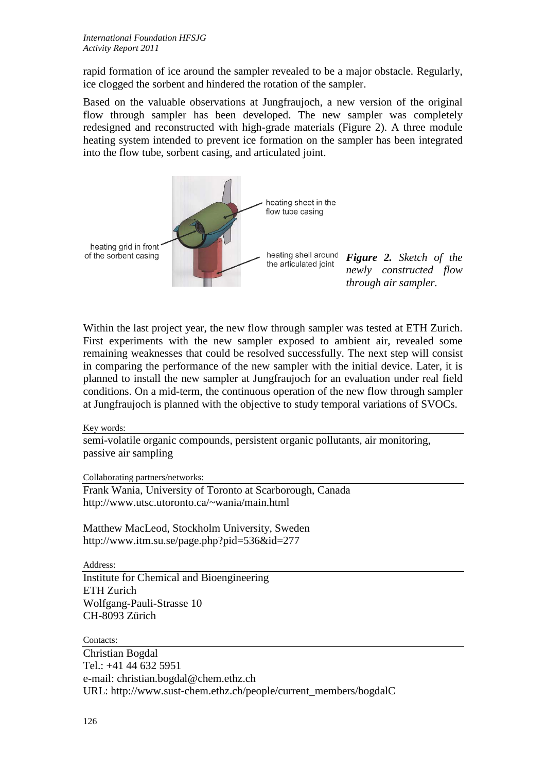rapid formation of ice around the sampler revealed to be a major obstacle. Regularly, ice clogged the sorbent and hindered the rotation of the sampler.

Based on the valuable observations at Jungfraujoch, a new version of the original flow through sampler has been developed. The new sampler was completely redesigned and reconstructed with high-grade materials (Figure 2). A three module heating system intended to prevent ice formation on the sampler has been integrated into the flow tube, sorbent casing, and articulated joint.

heating sheet in the flow tube casing

heating grid in front of the sorbent casing

heating shell around the articulated joint

***Figure 2.*** *Sketch of the newly constructed flow through air sampler.*

Within the last project year, the new flow through sampler was tested at ETH Zurich. First experiments with the new sampler exposed to ambient air, revealed some remaining weaknesses that could be resolved successfully. The next step will consist in comparing the performance of the new sampler with the initial device. Later, it is planned to install the new sampler at Jungfraujoch for an evaluation under real field conditions. On a mid-term, the continuous operation of the new flow through sampler at Jungfraujoch is planned with the objective to study temporal variations of SVOCs.

Key words:

semi-volatile organic compounds, persistent organic pollutants, air monitoring, passive air sampling

Collaborating partners/networks:

Frank Wania, University of Toronto at Scarborough, Canada
http://www.utsc.utoronto.ca/~wania/main.html

Matthew MacLeod, Stockholm University, Sweden
http://www.itm.su.se/page.php?pid=536&id=277

Address:

Institute for Chemical and Bioengineering
ETH Zurich
Wolfgang-Pauli-Strasse 10
CH-8093 Zürich

Contacts:

Christian Bogdal
Tel.: +41 44 632 5951
e-mail: christian.bogdal@chem.ethz.ch
URL: http://www.sust-chem.ethz.ch/people/current_members/bogdalC